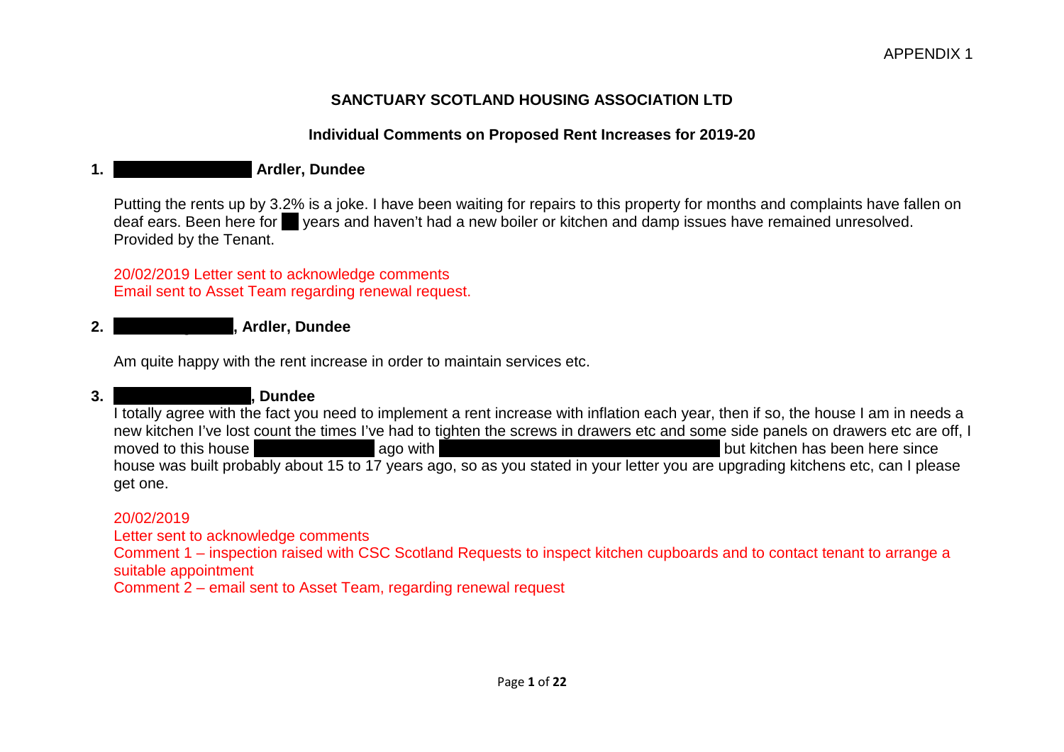APPENDIX 1

# SANCTUARY SCOTLAND HOUSING ASSOCIATION LTD

## Individual Comments on Proposed Rent Increases for 2019-20

**1. [redacted] Ardler, Dundee**

Putting the rents up by 3.2% is a joke. I have been waiting for repairs to this property for months and complaints have fallen on deaf ears. Been here for [redacted] years and haven't had a new boiler or kitchen and damp issues have remained unresolved. Provided by the Tenant.

20/02/2019 Letter sent to acknowledge comments
Email sent to Asset Team regarding renewal request.

**2. [redacted], Ardler, Dundee**

Am quite happy with the rent increase in order to maintain services etc.

**3. [redacted], Dundee**

I totally agree with the fact you need to implement a rent increase with inflation each year, then if so, the house I am in needs a new kitchen I've lost count the times I've had to tighten the screws in drawers etc and some side panels on drawers etc are off, I moved to this house [redacted] ago with [redacted] but kitchen has been here since house was built probably about 15 to 17 years ago, so as you stated in your letter you are upgrading kitchens etc, can I please get one.

20/02/2019
Letter sent to acknowledge comments
Comment 1 – inspection raised with CSC Scotland Requests to inspect kitchen cupboards and to contact tenant to arrange a suitable appointment
Comment 2 – email sent to Asset Team, regarding renewal request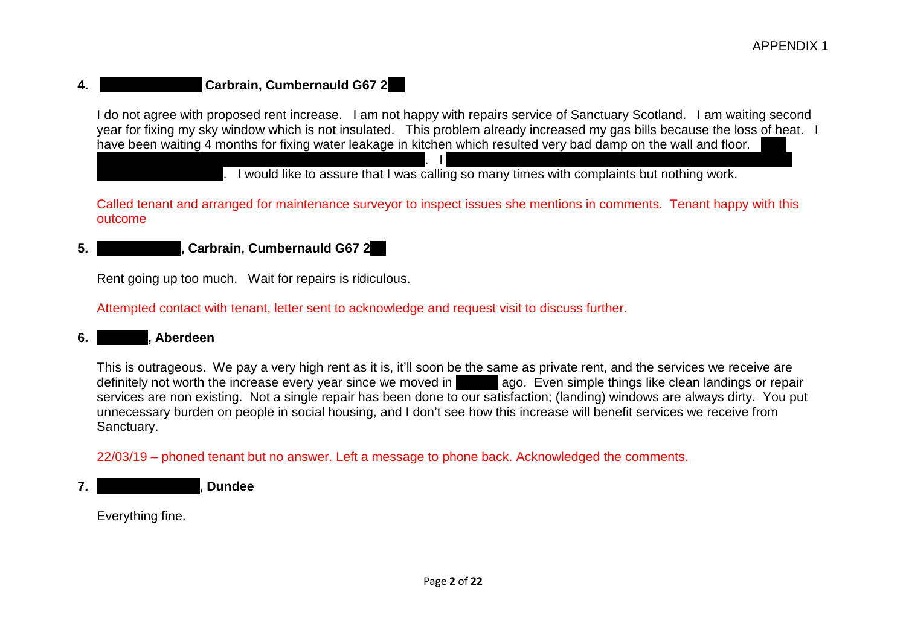APPENDIX 1

**4. Carbrain, Cumbernauld G67 2**

I do not agree with proposed rent increase. I am not happy with repairs service of Sanctuary Scotland. I am waiting second year for fixing my sky window which is not insulated. This problem already increased my gas bills because the loss of heat. I have been waiting 4 months for fixing water leakage in kitchen which resulted very bad damp on the wall and floor. . I . I would like to assure that I was calling so many times with complaints but nothing work.

Called tenant and arranged for maintenance surveyor to inspect issues she mentions in comments. Tenant happy with this outcome

**5. , Carbrain, Cumbernauld G67 2**

Rent going up too much. Wait for repairs is ridiculous.

Attempted contact with tenant, letter sent to acknowledge and request visit to discuss further.

**6. , Aberdeen**

This is outrageous. We pay a very high rent as it is, it'll soon be the same as private rent, and the services we receive are definitely not worth the increase every year since we moved in ago. Even simple things like clean landings or repair services are non existing. Not a single repair has been done to our satisfaction; (landing) windows are always dirty. You put unnecessary burden on people in social housing, and I don't see how this increase will benefit services we receive from Sanctuary.

22/03/19 – phoned tenant but no answer. Left a message to phone back. Acknowledged the comments.

**7. , Dundee**

Everything fine.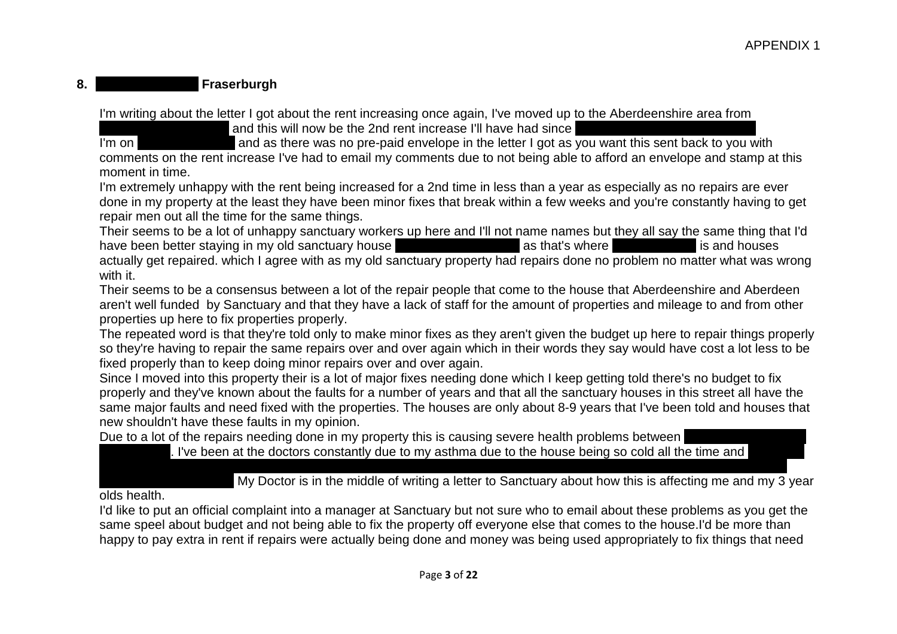**8. Fraserburgh**

I'm writing about the letter I got about the rent increasing once again, I've moved up to the Aberdeenshire area from and this will now be the 2nd rent increase I'll have had since

I'm on and as there was no pre-paid envelope in the letter I got as you want this sent back to you with comments on the rent increase I've had to email my comments due to not being able to afford an envelope and stamp at this moment in time.

I'm extremely unhappy with the rent being increased for a 2nd time in less than a year as especially as no repairs are ever done in my property at the least they have been minor fixes that break within a few weeks and you're constantly having to get repair men out all the time for the same things.

Their seems to be a lot of unhappy sanctuary workers up here and I'll not name names but they all say the same thing that I'd have been better staying in my old sanctuary house as that's where is and houses actually get repaired. which I agree with as my old sanctuary property had repairs done no problem no matter what was wrong with it.

Their seems to be a consensus between a lot of the repair people that come to the house that Aberdeenshire and Aberdeen aren't well funded by Sanctuary and that they have a lack of staff for the amount of properties and mileage to and from other properties up here to fix properties properly.

The repeated word is that they're told only to make minor fixes as they aren't given the budget up here to repair things properly so they're having to repair the same repairs over and over again which in their words they say would have cost a lot less to be fixed properly than to keep doing minor repairs over and over again.

Since I moved into this property their is a lot of major fixes needing done which I keep getting told there's no budget to fix properly and they've known about the faults for a number of years and that all the sanctuary houses in this street all have the same major faults and need fixed with the properties. The houses are only about 8-9 years that I've been told and houses that new shouldn't have these faults in my opinion.

Due to a lot of the repairs needing done in my property this is causing severe health problems between . I've been at the doctors constantly due to my asthma due to the house being so cold all the time and My Doctor is in the middle of writing a letter to Sanctuary about how this is affecting me and my 3 year olds health.

I'd like to put an official complaint into a manager at Sanctuary but not sure who to email about these problems as you get the same speel about budget and not being able to fix the property off everyone else that comes to the house.I'd be more than happy to pay extra in rent if repairs were actually being done and money was being used appropriately to fix things that need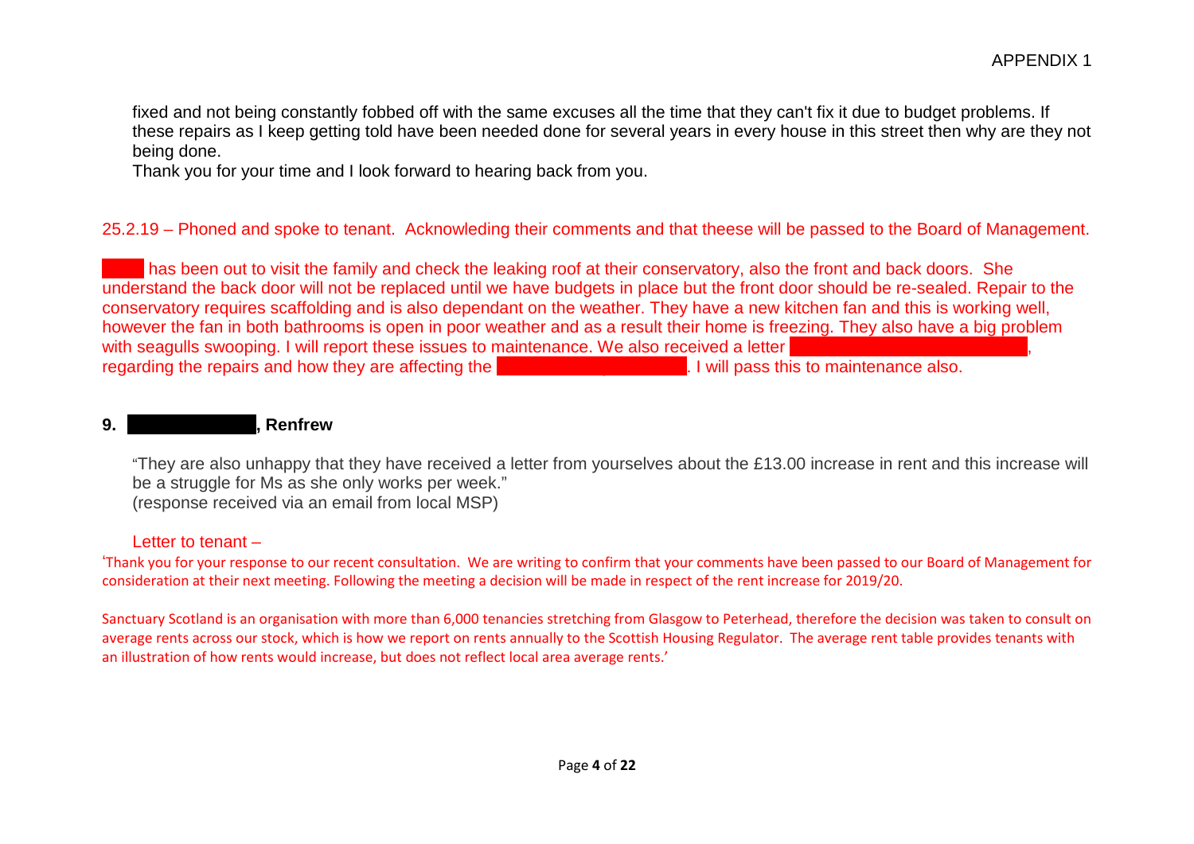fixed and not being constantly fobbed off with the same excuses all the time that they can't fix it due to budget problems. If these repairs as I keep getting told have been needed done for several years in every house in this street then why are they not being done.

Thank you for your time and I look forward to hearing back from you.

25.2.19 – Phoned and spoke to tenant. Acknowleding their comments and that theese will be passed to the Board of Management.

has been out to visit the family and check the leaking roof at their conservatory, also the front and back doors. She understand the back door will not be replaced until we have budgets in place but the front door should be re-sealed. Repair to the conservatory requires scaffolding and is also dependant on the weather. They have a new kitchen fan and this is working well, however the fan in both bathrooms is open in poor weather and as a result their home is freezing. They also have a big problem with seagulls swooping. I will report these issues to maintenance. We also received a letter , regarding the repairs and how they are affecting the . I will pass this to maintenance also.

### 9. , Renfrew

"They are also unhappy that they have received a letter from yourselves about the £13.00 increase in rent and this increase will be a struggle for Ms as she only works per week."
(response received via an email from local MSP)

Letter to tenant –

'Thank you for your response to our recent consultation. We are writing to confirm that your comments have been passed to our Board of Management for consideration at their next meeting. Following the meeting a decision will be made in respect of the rent increase for 2019/20.

Sanctuary Scotland is an organisation with more than 6,000 tenancies stretching from Glasgow to Peterhead, therefore the decision was taken to consult on average rents across our stock, which is how we report on rents annually to the Scottish Housing Regulator. The average rent table provides tenants with an illustration of how rents would increase, but does not reflect local area average rents.'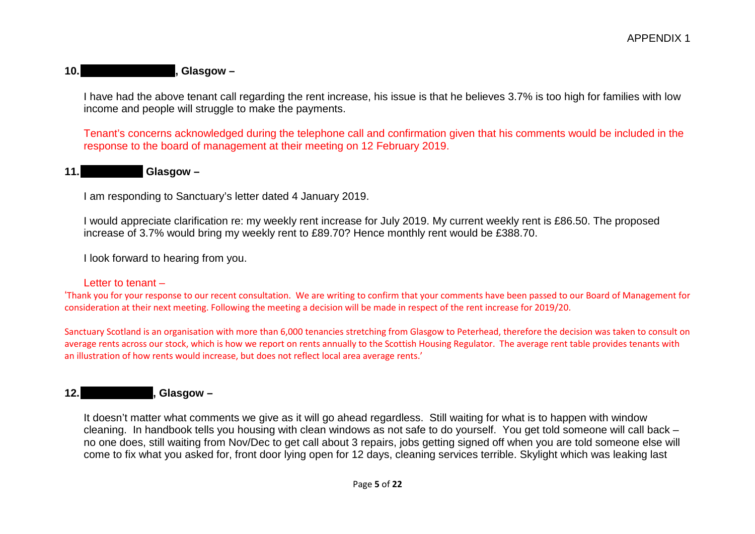**10. , Glasgow –**

I have had the above tenant call regarding the rent increase, his issue is that he believes 3.7% is too high for families with low income and people will struggle to make the payments.

Tenant's concerns acknowledged during the telephone call and confirmation given that his comments would be included in the response to the board of management at their meeting on 12 February 2019.

**11. Glasgow –**

I am responding to Sanctuary's letter dated 4 January 2019.

I would appreciate clarification re: my weekly rent increase for July 2019. My current weekly rent is £86.50. The proposed increase of 3.7% would bring my weekly rent to £89.70? Hence monthly rent would be £388.70.

I look forward to hearing from you.

Letter to tenant –

'Thank you for your response to our recent consultation. We are writing to confirm that your comments have been passed to our Board of Management for consideration at their next meeting. Following the meeting a decision will be made in respect of the rent increase for 2019/20.

Sanctuary Scotland is an organisation with more than 6,000 tenancies stretching from Glasgow to Peterhead, therefore the decision was taken to consult on average rents across our stock, which is how we report on rents annually to the Scottish Housing Regulator. The average rent table provides tenants with an illustration of how rents would increase, but does not reflect local area average rents.'

**12. , Glasgow –**

It doesn't matter what comments we give as it will go ahead regardless. Still waiting for what is to happen with window cleaning. In handbook tells you housing with clean windows as not safe to do yourself. You get told someone will call back – no one does, still waiting from Nov/Dec to get call about 3 repairs, jobs getting signed off when you are told someone else will come to fix what you asked for, front door lying open for 12 days, cleaning services terrible. Skylight which was leaking last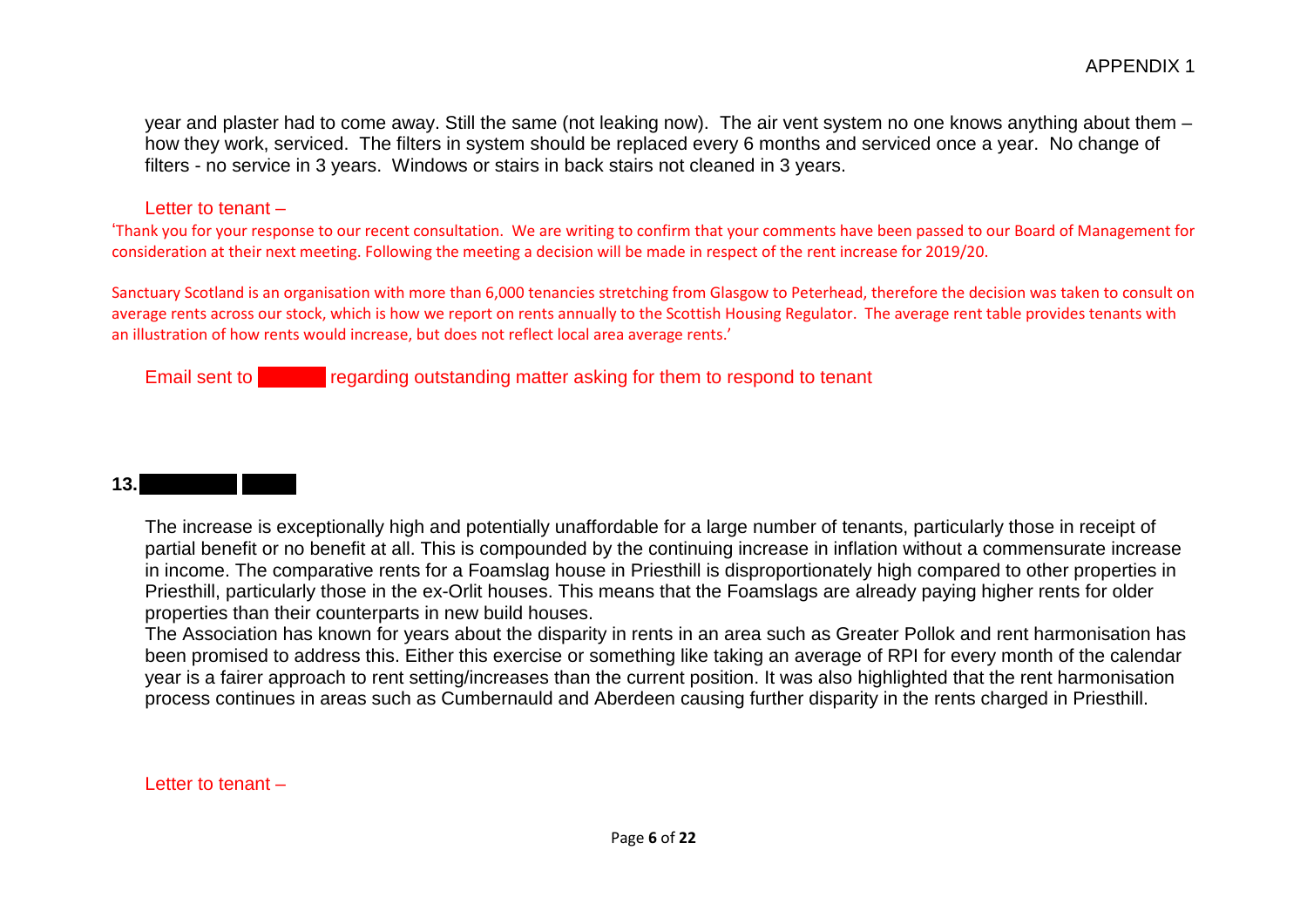year and plaster had to come away. Still the same (not leaking now). The air vent system no one knows anything about them – how they work, serviced. The filters in system should be replaced every 6 months and serviced once a year. No change of filters - no service in 3 years. Windows or stairs in back stairs not cleaned in 3 years.

Letter to tenant –

'Thank you for your response to our recent consultation. We are writing to confirm that your comments have been passed to our Board of Management for consideration at their next meeting. Following the meeting a decision will be made in respect of the rent increase for 2019/20.

Sanctuary Scotland is an organisation with more than 6,000 tenancies stretching from Glasgow to Peterhead, therefore the decision was taken to consult on average rents across our stock, which is how we report on rents annually to the Scottish Housing Regulator. The average rent table provides tenants with an illustration of how rents would increase, but does not reflect local area average rents.'

Email sent to [redacted] regarding outstanding matter asking for them to respond to tenant

**13.** [redacted]

The increase is exceptionally high and potentially unaffordable for a large number of tenants, particularly those in receipt of partial benefit or no benefit at all. This is compounded by the continuing increase in inflation without a commensurate increase in income. The comparative rents for a Foamslag house in Priesthill is disproportionately high compared to other properties in Priesthill, particularly those in the ex-Orlit houses. This means that the Foamslags are already paying higher rents for older properties than their counterparts in new build houses.

The Association has known for years about the disparity in rents in an area such as Greater Pollok and rent harmonisation has been promised to address this. Either this exercise or something like taking an average of RPI for every month of the calendar year is a fairer approach to rent setting/increases than the current position. It was also highlighted that the rent harmonisation process continues in areas such as Cumbernauld and Aberdeen causing further disparity in the rents charged in Priesthill.

Letter to tenant –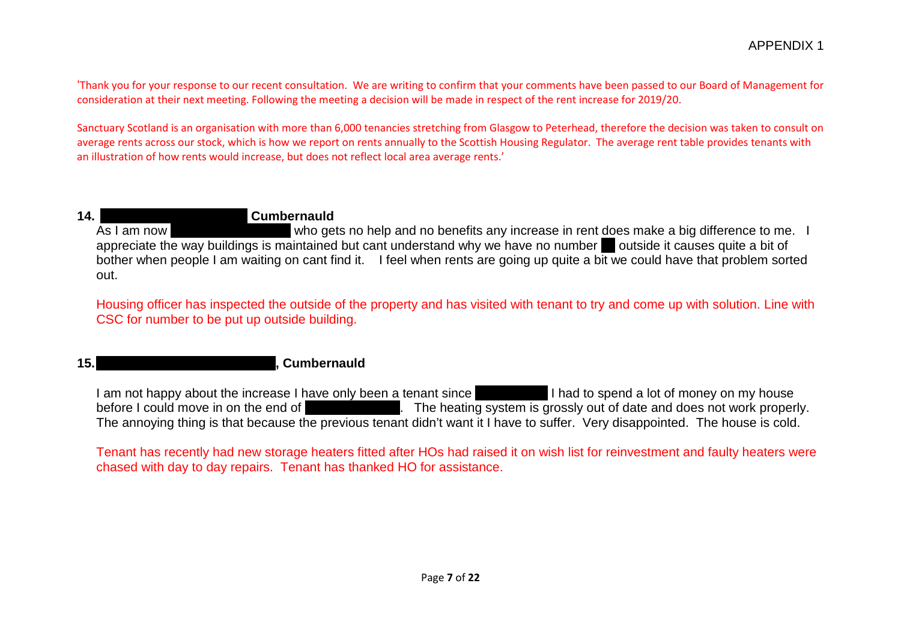'Thank you for your response to our recent consultation. We are writing to confirm that your comments have been passed to our Board of Management for consideration at their next meeting. Following the meeting a decision will be made in respect of the rent increase for 2019/20.

Sanctuary Scotland is an organisation with more than 6,000 tenancies stretching from Glasgow to Peterhead, therefore the decision was taken to consult on average rents across our stock, which is how we report on rents annually to the Scottish Housing Regulator. The average rent table provides tenants with an illustration of how rents would increase, but does not reflect local area average rents.'

**14. Cumbernauld**

As I am now who gets no help and no benefits any increase in rent does make a big difference to me. I appreciate the way buildings is maintained but cant understand why we have no number outside it causes quite a bit of bother when people I am waiting on cant find it. I feel when rents are going up quite a bit we could have that problem sorted out.

Housing officer has inspected the outside of the property and has visited with tenant to try and come up with solution. Line with CSC for number to be put up outside building.

**15. , Cumbernauld**

I am not happy about the increase I have only been a tenant since I had to spend a lot of money on my house before I could move in on the end of . The heating system is grossly out of date and does not work properly. The annoying thing is that because the previous tenant didn't want it I have to suffer. Very disappointed. The house is cold.

Tenant has recently had new storage heaters fitted after HOs had raised it on wish list for reinvestment and faulty heaters were chased with day to day repairs. Tenant has thanked HO for assistance.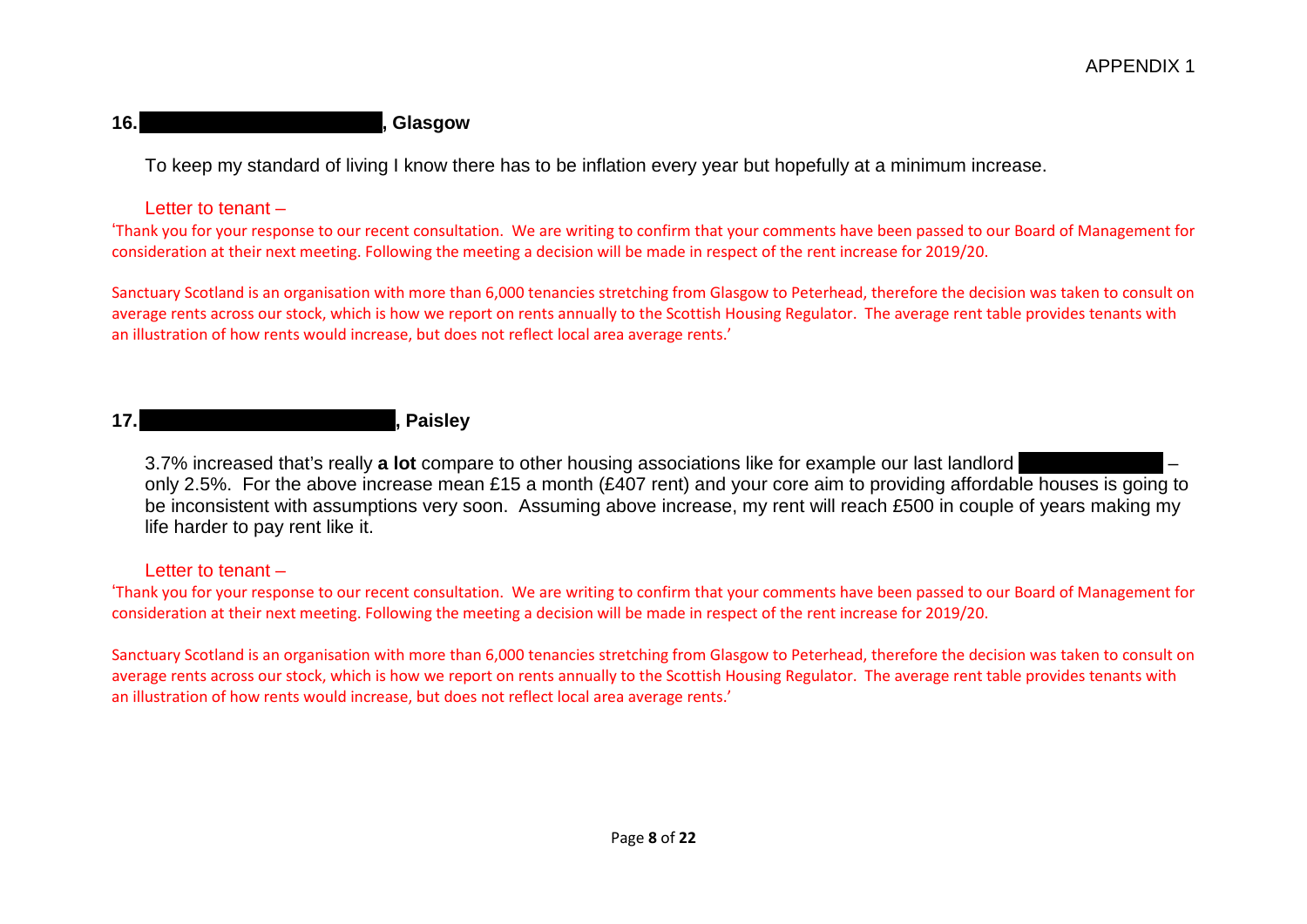**16. , Glasgow**

To keep my standard of living I know there has to be inflation every year but hopefully at a minimum increase.

Letter to tenant –

'Thank you for your response to our recent consultation. We are writing to confirm that your comments have been passed to our Board of Management for consideration at their next meeting. Following the meeting a decision will be made in respect of the rent increase for 2019/20.

Sanctuary Scotland is an organisation with more than 6,000 tenancies stretching from Glasgow to Peterhead, therefore the decision was taken to consult on average rents across our stock, which is how we report on rents annually to the Scottish Housing Regulator. The average rent table provides tenants with an illustration of how rents would increase, but does not reflect local area average rents.'

**17. , Paisley**

3.7% increased that's really **a lot** compare to other housing associations like for example our last landlord – only 2.5%. For the above increase mean £15 a month (£407 rent) and your core aim to providing affordable houses is going to be inconsistent with assumptions very soon. Assuming above increase, my rent will reach £500 in couple of years making my life harder to pay rent like it.

Letter to tenant –

'Thank you for your response to our recent consultation. We are writing to confirm that your comments have been passed to our Board of Management for consideration at their next meeting. Following the meeting a decision will be made in respect of the rent increase for 2019/20.

Sanctuary Scotland is an organisation with more than 6,000 tenancies stretching from Glasgow to Peterhead, therefore the decision was taken to consult on average rents across our stock, which is how we report on rents annually to the Scottish Housing Regulator. The average rent table provides tenants with an illustration of how rents would increase, but does not reflect local area average rents.'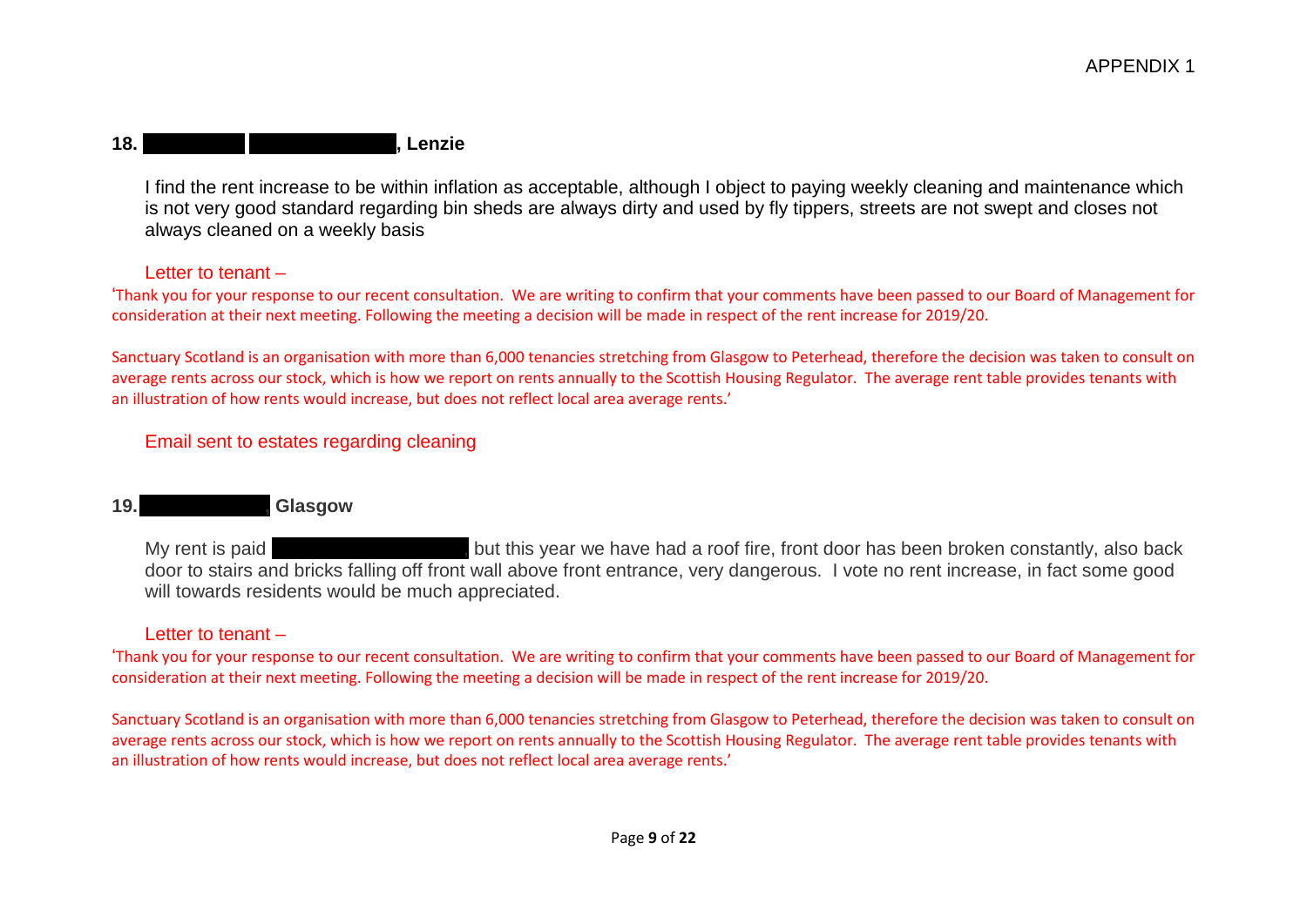APPENDIX 1

**18. \[redacted\] \[redacted\], Lenzie**

I find the rent increase to be within inflation as acceptable, although I object to paying weekly cleaning and maintenance which is not very good standard regarding bin sheds are always dirty and used by fly tippers, streets are not swept and closes not always cleaned on a weekly basis

Letter to tenant –

'Thank you for your response to our recent consultation. We are writing to confirm that your comments have been passed to our Board of Management for consideration at their next meeting. Following the meeting a decision will be made in respect of the rent increase for 2019/20.

Sanctuary Scotland is an organisation with more than 6,000 tenancies stretching from Glasgow to Peterhead, therefore the decision was taken to consult on average rents across our stock, which is how we report on rents annually to the Scottish Housing Regulator. The average rent table provides tenants with an illustration of how rents would increase, but does not reflect local area average rents.'

Email sent to estates regarding cleaning

**19. \[redacted\], Glasgow**

My rent is paid \[redacted\] but this year we have had a roof fire, front door has been broken constantly, also back door to stairs and bricks falling off front wall above front entrance, very dangerous. I vote no rent increase, in fact some good will towards residents would be much appreciated.

Letter to tenant –

'Thank you for your response to our recent consultation. We are writing to confirm that your comments have been passed to our Board of Management for consideration at their next meeting. Following the meeting a decision will be made in respect of the rent increase for 2019/20.

Sanctuary Scotland is an organisation with more than 6,000 tenancies stretching from Glasgow to Peterhead, therefore the decision was taken to consult on average rents across our stock, which is how we report on rents annually to the Scottish Housing Regulator. The average rent table provides tenants with an illustration of how rents would increase, but does not reflect local area average rents.'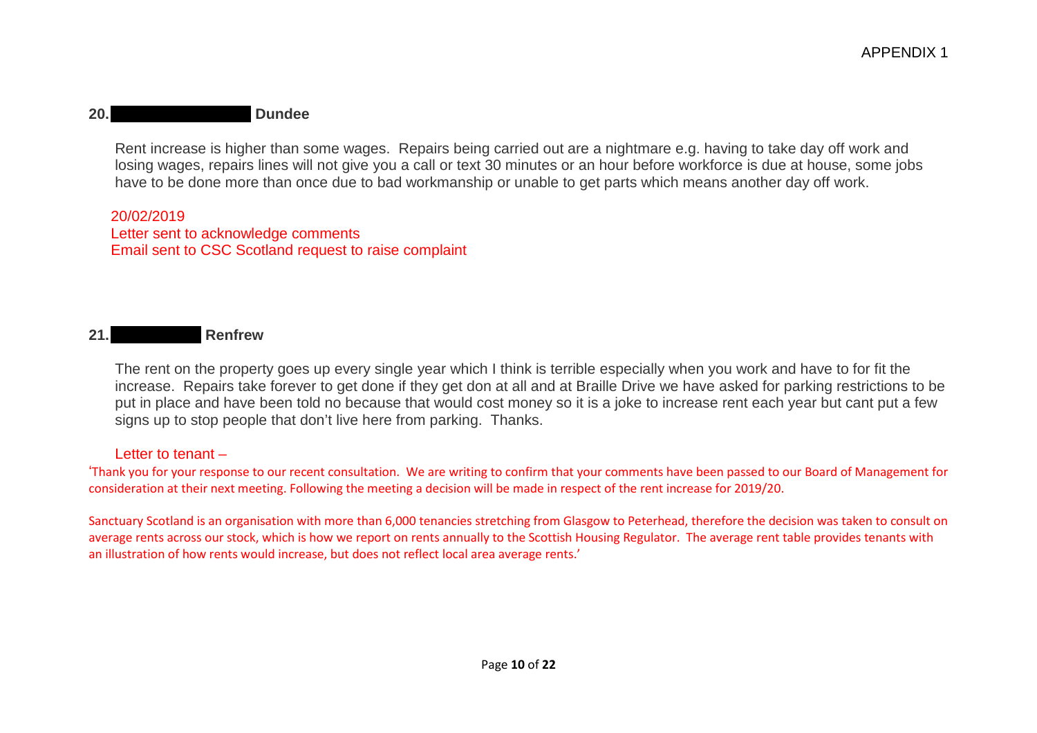**20. Dundee**

Rent increase is higher than some wages. Repairs being carried out are a nightmare e.g. having to take day off work and losing wages, repairs lines will not give you a call or text 30 minutes or an hour before workforce is due at house, some jobs have to be done more than once due to bad workmanship or unable to get parts which means another day off work.

20/02/2019
Letter sent to acknowledge comments
Email sent to CSC Scotland request to raise complaint

**21. Renfrew**

The rent on the property goes up every single year which I think is terrible especially when you work and have to for fit the increase. Repairs take forever to get done if they get don at all and at Braille Drive we have asked for parking restrictions to be put in place and have been told no because that would cost money so it is a joke to increase rent each year but cant put a few signs up to stop people that don't live here from parking. Thanks.

Letter to tenant –

'Thank you for your response to our recent consultation. We are writing to confirm that your comments have been passed to our Board of Management for consideration at their next meeting. Following the meeting a decision will be made in respect of the rent increase for 2019/20.

Sanctuary Scotland is an organisation with more than 6,000 tenancies stretching from Glasgow to Peterhead, therefore the decision was taken to consult on average rents across our stock, which is how we report on rents annually to the Scottish Housing Regulator. The average rent table provides tenants with an illustration of how rents would increase, but does not reflect local area average rents.'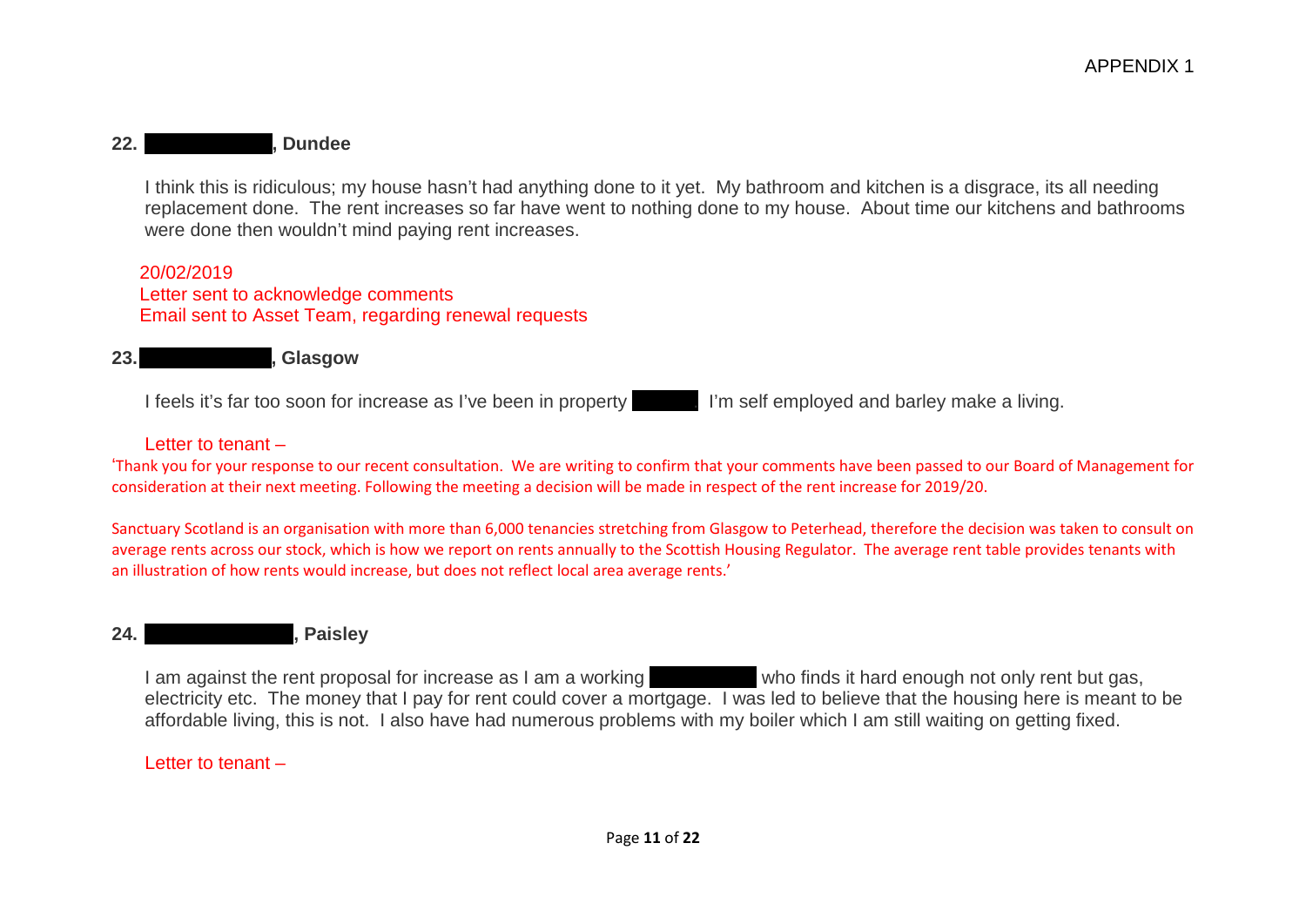APPENDIX 1

**22. ██████████, Dundee**

I think this is ridiculous; my house hasn't had anything done to it yet. My bathroom and kitchen is a disgrace, its all needing replacement done. The rent increases so far have went to nothing done to my house. About time our kitchens and bathrooms were done then wouldn't mind paying rent increases.

20/02/2019
Letter sent to acknowledge comments
Email sent to Asset Team, regarding renewal requests

**23. ██████████, Glasgow**

I feels it's far too soon for increase as I've been in property ██████ I'm self employed and barley make a living.

Letter to tenant –

'Thank you for your response to our recent consultation. We are writing to confirm that your comments have been passed to our Board of Management for consideration at their next meeting. Following the meeting a decision will be made in respect of the rent increase for 2019/20.

Sanctuary Scotland is an organisation with more than 6,000 tenancies stretching from Glasgow to Peterhead, therefore the decision was taken to consult on average rents across our stock, which is how we report on rents annually to the Scottish Housing Regulator. The average rent table provides tenants with an illustration of how rents would increase, but does not reflect local area average rents.'

**24. ██████████, Paisley**

I am against the rent proposal for increase as I am a working ██████████ who finds it hard enough not only rent but gas, electricity etc. The money that I pay for rent could cover a mortgage. I was led to believe that the housing here is meant to be affordable living, this is not. I also have had numerous problems with my boiler which I am still waiting on getting fixed.

Letter to tenant –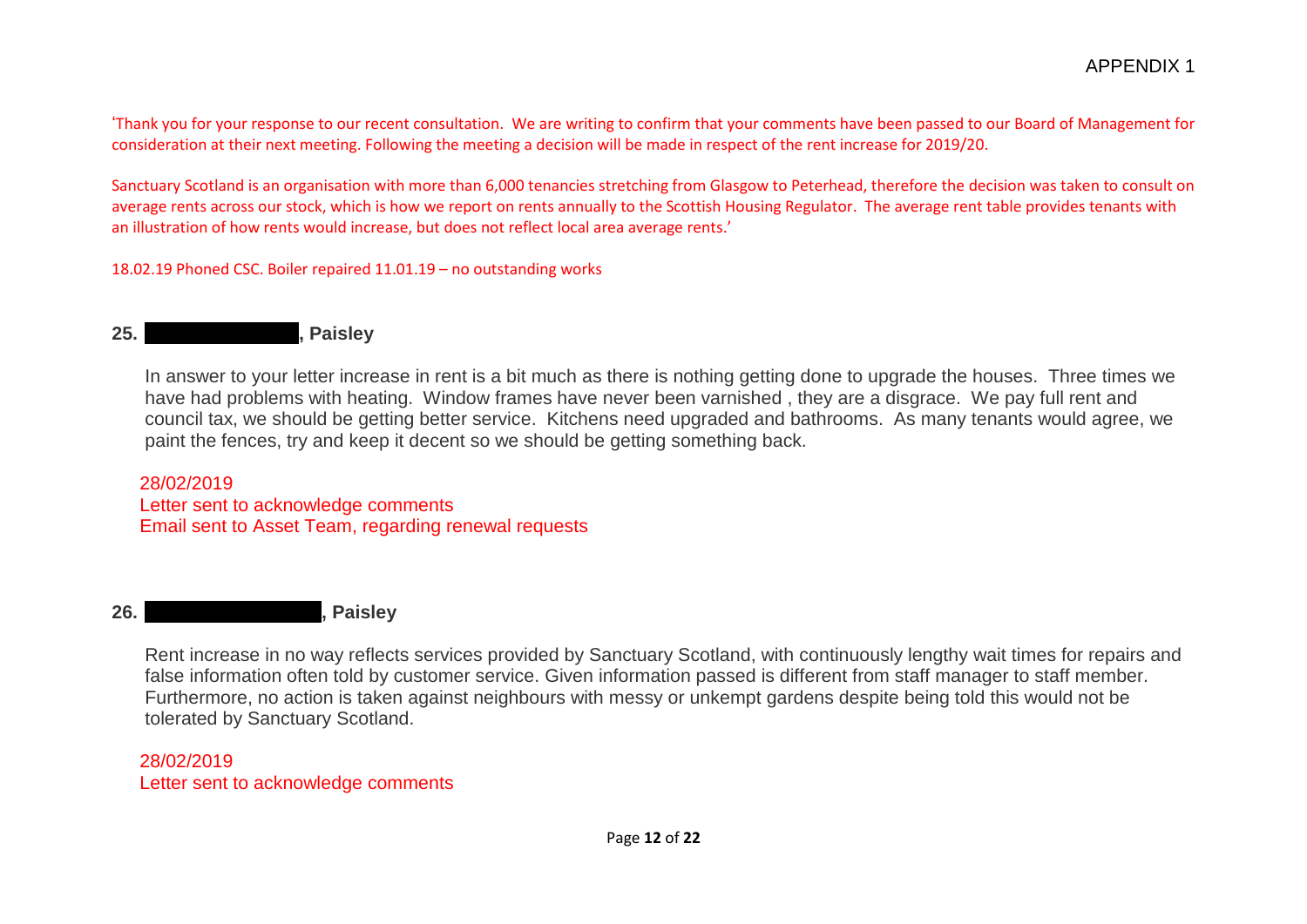'Thank you for your response to our recent consultation. We are writing to confirm that your comments have been passed to our Board of Management for consideration at their next meeting. Following the meeting a decision will be made in respect of the rent increase for 2019/20.

Sanctuary Scotland is an organisation with more than 6,000 tenancies stretching from Glasgow to Peterhead, therefore the decision was taken to consult on average rents across our stock, which is how we report on rents annually to the Scottish Housing Regulator. The average rent table provides tenants with an illustration of how rents would increase, but does not reflect local area average rents.'

18.02.19 Phoned CSC. Boiler repaired 11.01.19 – no outstanding works

**25. ██████████, Paisley**

In answer to your letter increase in rent is a bit much as there is nothing getting done to upgrade the houses. Three times we have had problems with heating. Window frames have never been varnished , they are a disgrace. We pay full rent and council tax, we should be getting better service. Kitchens need upgraded and bathrooms. As many tenants would agree, we paint the fences, try and keep it decent so we should be getting something back.

28/02/2019
Letter sent to acknowledge comments
Email sent to Asset Team, regarding renewal requests

**26. ██████████, Paisley**

Rent increase in no way reflects services provided by Sanctuary Scotland, with continuously lengthy wait times for repairs and false information often told by customer service. Given information passed is different from staff manager to staff member. Furthermore, no action is taken against neighbours with messy or unkempt gardens despite being told this would not be tolerated by Sanctuary Scotland.

28/02/2019
Letter sent to acknowledge comments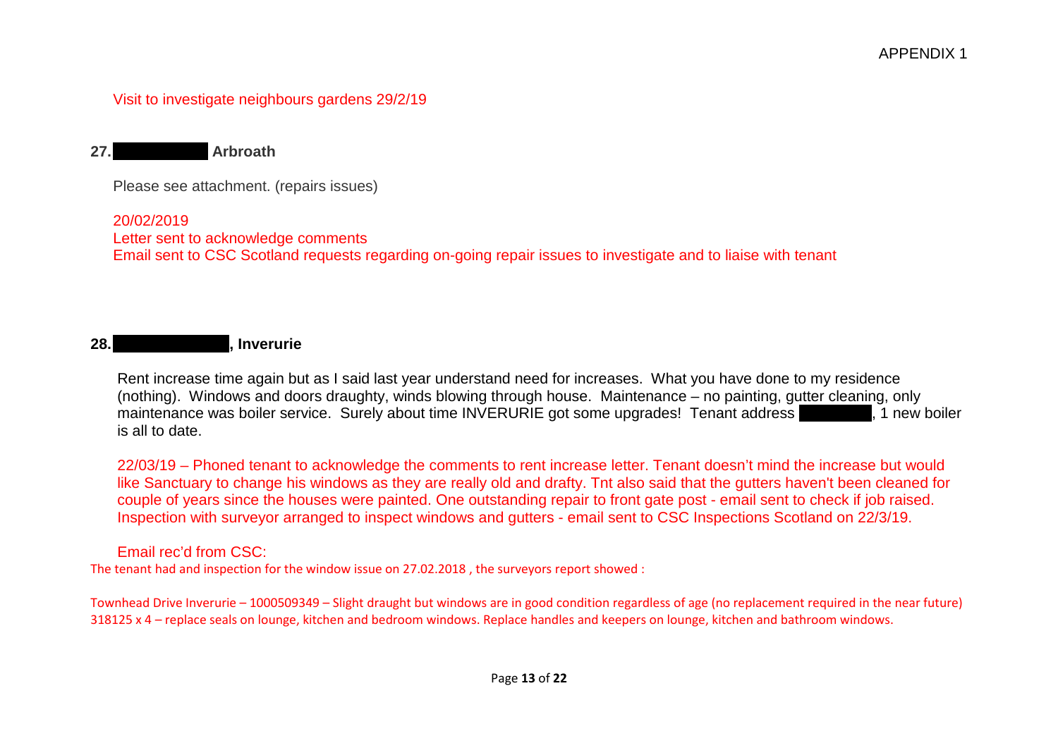Visit to investigate neighbours gardens 29/2/19

**27. ██████ Arbroath**

Please see attachment. (repairs issues)

20/02/2019
Letter sent to acknowledge comments
Email sent to CSC Scotland requests regarding on-going repair issues to investigate and to liaise with tenant

**28. ██████, Inverurie**

Rent increase time again but as I said last year understand need for increases. What you have done to my residence (nothing). Windows and doors draughty, winds blowing through house. Maintenance – no painting, gutter cleaning, only maintenance was boiler service. Surely about time INVERURIE got some upgrades! Tenant address ██████, 1 new boiler is all to date.

22/03/19 – Phoned tenant to acknowledge the comments to rent increase letter. Tenant doesn't mind the increase but would like Sanctuary to change his windows as they are really old and drafty. Tnt also said that the gutters haven't been cleaned for couple of years since the houses were painted. One outstanding repair to front gate post - email sent to check if job raised. Inspection with surveyor arranged to inspect windows and gutters - email sent to CSC Inspections Scotland on 22/3/19.

Email rec'd from CSC:
The tenant had and inspection for the window issue on 27.02.2018 , the surveyors report showed :

Townhead Drive Inverurie – 1000509349 – Slight draught but windows are in good condition regardless of age (no replacement required in the near future) 318125 x 4 – replace seals on lounge, kitchen and bedroom windows. Replace handles and keepers on lounge, kitchen and bathroom windows.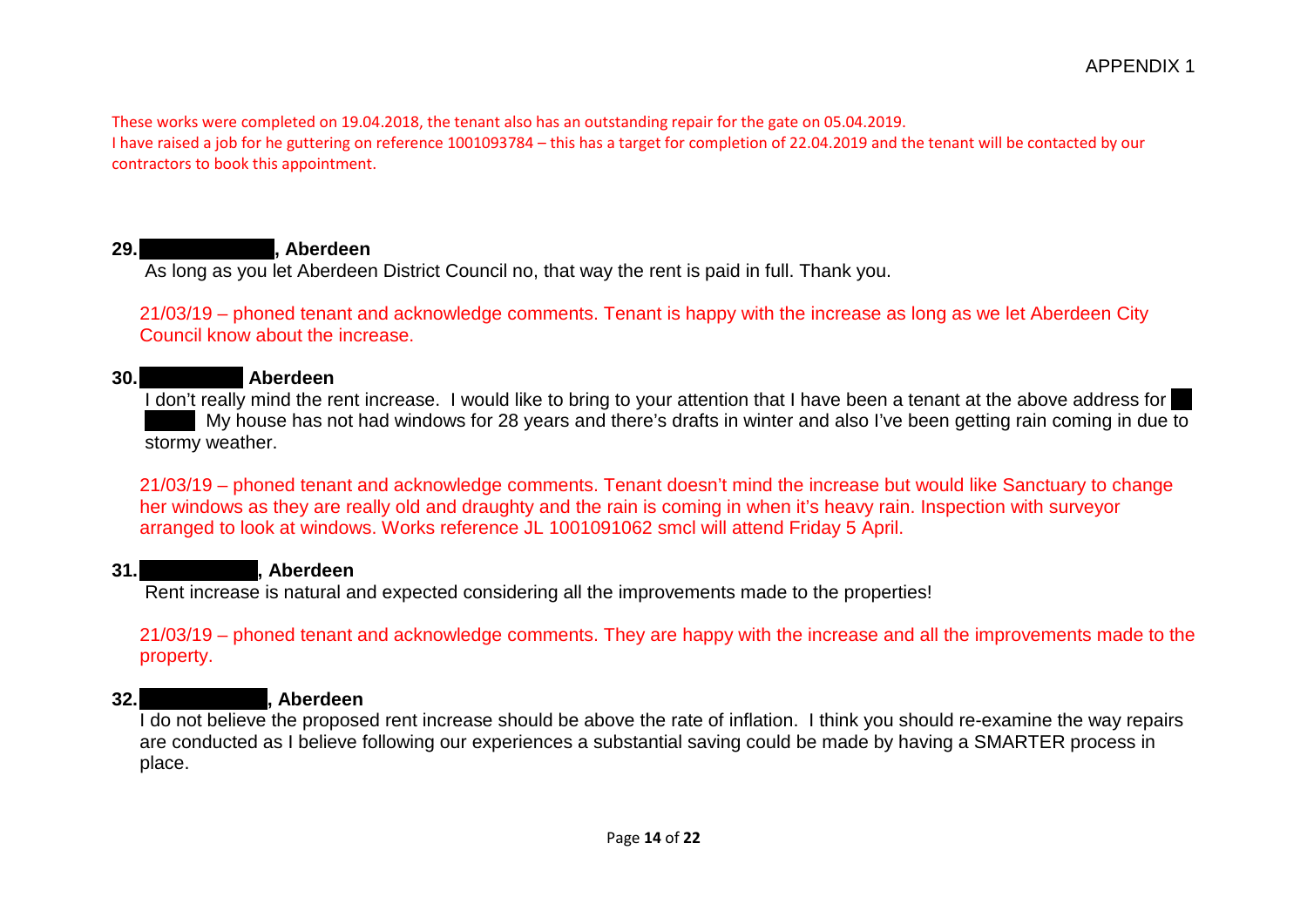These works were completed on 19.04.2018, the tenant also has an outstanding repair for the gate on 05.04.2019.
I have raised a job for he guttering on reference 1001093784 – this has a target for completion of 22.04.2019 and the tenant will be contacted by our contractors to book this appointment.

**29. █████████, Aberdeen**

As long as you let Aberdeen District Council no, that way the rent is paid in full. Thank you.

21/03/19 – phoned tenant and acknowledge comments. Tenant is happy with the increase as long as we let Aberdeen City Council know about the increase.

**30. ███████ Aberdeen**

I don't really mind the rent increase. I would like to bring to your attention that I have been a tenant at the above address for ████ My house has not had windows for 28 years and there's drafts in winter and also I've been getting rain coming in due to stormy weather.

21/03/19 – phoned tenant and acknowledge comments. Tenant doesn't mind the increase but would like Sanctuary to change her windows as they are really old and draughty and the rain is coming in when it's heavy rain. Inspection with surveyor arranged to look at windows. Works reference JL 1001091062 smcl will attend Friday 5 April.

**31. ████████, Aberdeen**

Rent increase is natural and expected considering all the improvements made to the properties!

21/03/19 – phoned tenant and acknowledge comments. They are happy with the increase and all the improvements made to the property.

**32. █████████, Aberdeen**

I do not believe the proposed rent increase should be above the rate of inflation. I think you should re-examine the way repairs are conducted as I believe following our experiences a substantial saving could be made by having a SMARTER process in place.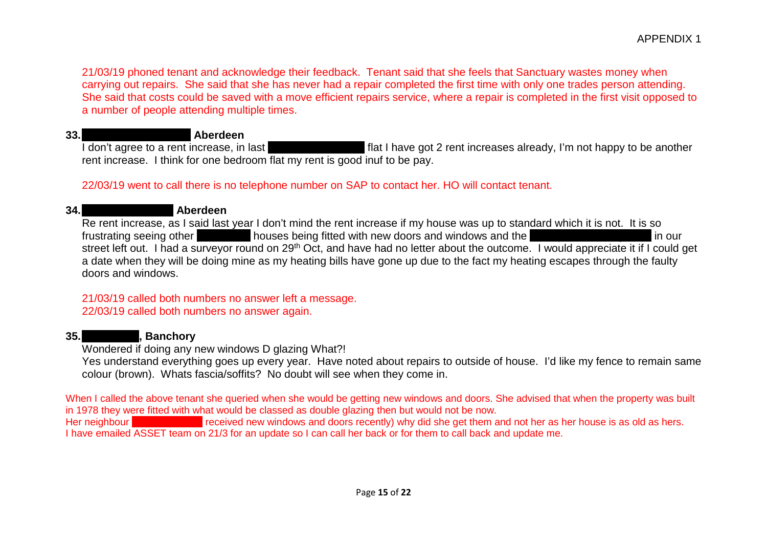APPENDIX 1

21/03/19 phoned tenant and acknowledge their feedback. Tenant said that she feels that Sanctuary wastes money when carrying out repairs. She said that she has never had a repair completed the first time with only one trades person attending. She said that costs could be saved with a move efficient repairs service, where a repair is completed in the first visit opposed to a number of people attending multiple times.

**33. Aberdeen**

I don't agree to a rent increase, in last flat I have got 2 rent increases already, I'm not happy to be another rent increase. I think for one bedroom flat my rent is good inuf to be pay.

22/03/19 went to call there is no telephone number on SAP to contact her. HO will contact tenant.

**34. Aberdeen**

Re rent increase, as I said last year I don't mind the rent increase if my house was up to standard which it is not. It is so frustrating seeing other houses being fitted with new doors and windows and the in our street left out. I had a surveyor round on 29th Oct, and have had no letter about the outcome. I would appreciate it if I could get a date when they will be doing mine as my heating bills have gone up due to the fact my heating escapes through the faulty doors and windows.

21/03/19 called both numbers no answer left a message.
22/03/19 called both numbers no answer again.

**35. , Banchory**

Wondered if doing any new windows D glazing What?!
Yes understand everything goes up every year. Have noted about repairs to outside of house. I'd like my fence to remain same colour (brown). Whats fascia/soffits? No doubt will see when they come in.

When I called the above tenant she queried when she would be getting new windows and doors. She advised that when the property was built in 1978 they were fitted with what would be classed as double glazing then but would not be now.
Her neighbour received new windows and doors recently) why did she get them and not her as her house is as old as hers.
I have emailed ASSET team on 21/3 for an update so I can call her back or for them to call back and update me.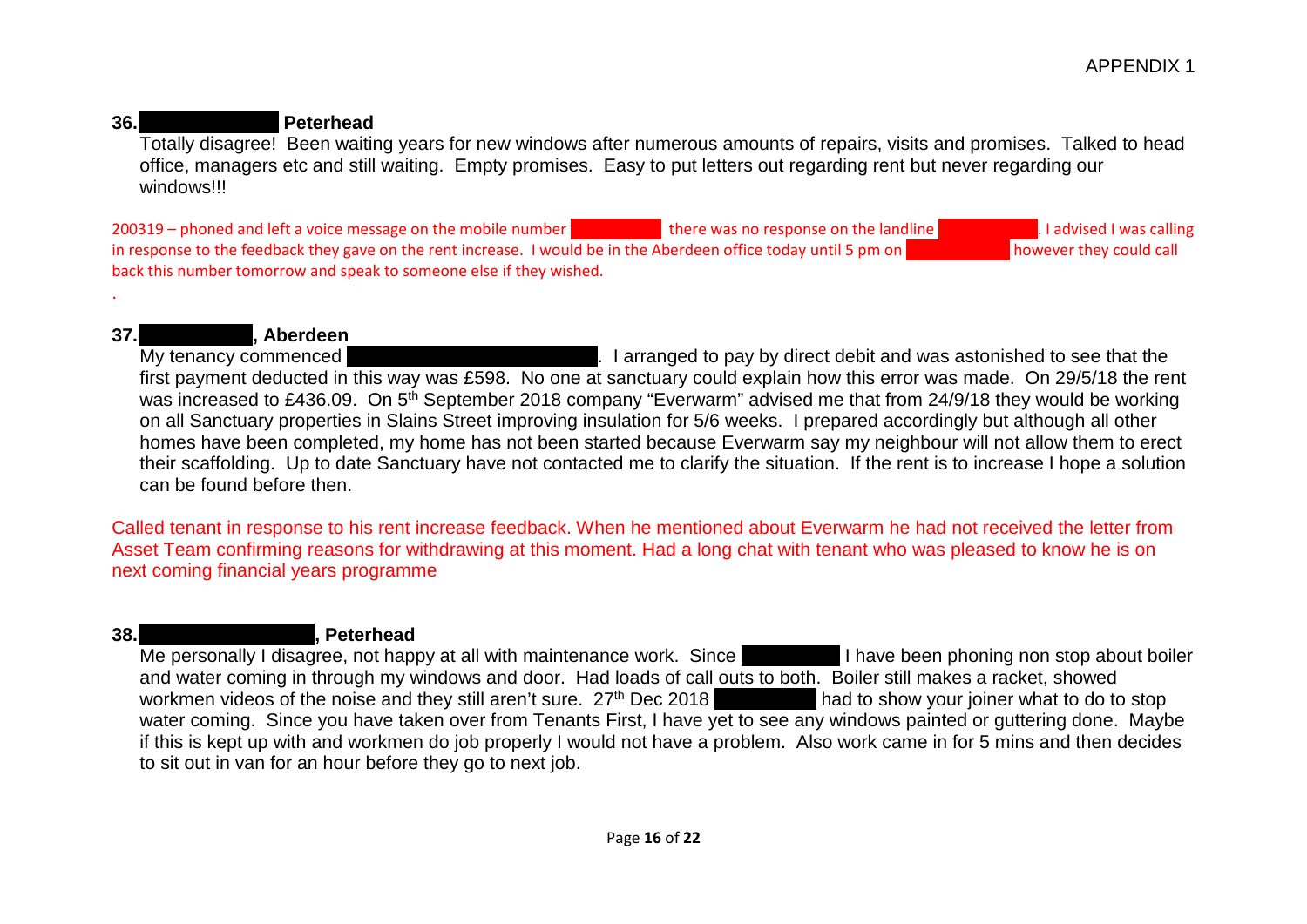**36. Peterhead**

Totally disagree! Been waiting years for new windows after numerous amounts of repairs, visits and promises. Talked to head office, managers etc and still waiting. Empty promises. Easy to put letters out regarding rent but never regarding our windows!!!

200319 – phoned and left a voice message on the mobile number there was no response on the landline . I advised I was calling in response to the feedback they gave on the rent increase. I would be in the Aberdeen office today until 5 pm on however they could call back this number tomorrow and speak to someone else if they wished.

.

**37. , Aberdeen**

My tenancy commenced . I arranged to pay by direct debit and was astonished to see that the first payment deducted in this way was £598. No one at sanctuary could explain how this error was made. On 29/5/18 the rent was increased to £436.09. On 5th September 2018 company "Everwarm" advised me that from 24/9/18 they would be working on all Sanctuary properties in Slains Street improving insulation for 5/6 weeks. I prepared accordingly but although all other homes have been completed, my home has not been started because Everwarm say my neighbour will not allow them to erect their scaffolding. Up to date Sanctuary have not contacted me to clarify the situation. If the rent is to increase I hope a solution can be found before then.

Called tenant in response to his rent increase feedback. When he mentioned about Everwarm he had not received the letter from Asset Team confirming reasons for withdrawing at this moment. Had a long chat with tenant who was pleased to know he is on next coming financial years programme

**38. , Peterhead**

Me personally I disagree, not happy at all with maintenance work. Since I have been phoning non stop about boiler and water coming in through my windows and door. Had loads of call outs to both. Boiler still makes a racket, showed workmen videos of the noise and they still aren't sure. 27th Dec 2018 had to show your joiner what to do to stop water coming. Since you have taken over from Tenants First, I have yet to see any windows painted or guttering done. Maybe if this is kept up with and workmen do job properly I would not have a problem. Also work came in for 5 mins and then decides to sit out in van for an hour before they go to next job.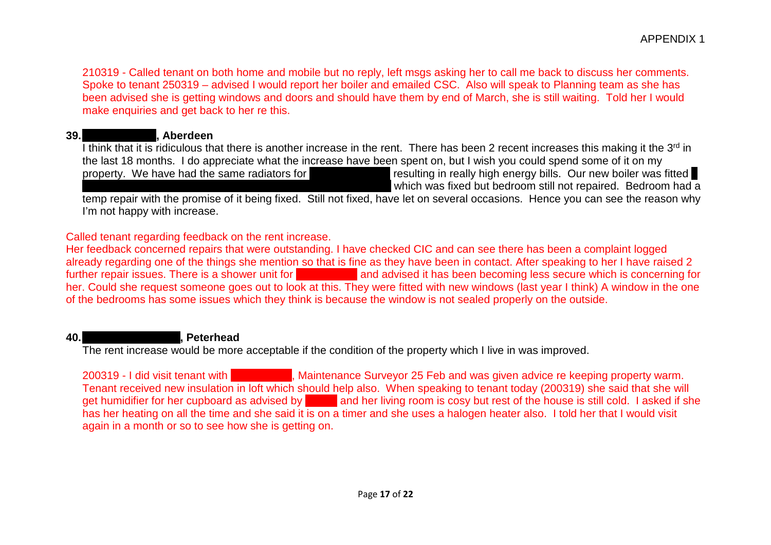210319 - Called tenant on both home and mobile but no reply, left msgs asking her to call me back to discuss her comments. Spoke to tenant 250319 – advised I would report her boiler and emailed CSC. Also will speak to Planning team as she has been advised she is getting windows and doors and should have them by end of March, she is still waiting. Told her I would make enquiries and get back to her re this.

**39. , Aberdeen**

I think that it is ridiculous that there is another increase in the rent. There has been 2 recent increases this making it the 3rd in the last 18 months. I do appreciate what the increase have been spent on, but I wish you could spend some of it on my property. We have had the same radiators for resulting in really high energy bills. Our new boiler was fitted which was fixed but bedroom still not repaired. Bedroom had a temp repair with the promise of it being fixed. Still not fixed, have let on several occasions. Hence you can see the reason why I'm not happy with increase.

Called tenant regarding feedback on the rent increase.
Her feedback concerned repairs that were outstanding. I have checked CIC and can see there has been a complaint logged already regarding one of the things she mention so that is fine as they have been in contact. After speaking to her I have raised 2 further repair issues. There is a shower unit for and advised it has been becoming less secure which is concerning for her. Could she request someone goes out to look at this. They were fitted with new windows (last year I think) A window in the one of the bedrooms has some issues which they think is because the window is not sealed properly on the outside.

**40. , Peterhead**

The rent increase would be more acceptable if the condition of the property which I live in was improved.

200319 - I did visit tenant with , Maintenance Surveyor 25 Feb and was given advice re keeping property warm. Tenant received new insulation in loft which should help also. When speaking to tenant today (200319) she said that she will get humidifier for her cupboard as advised by and her living room is cosy but rest of the house is still cold. I asked if she has her heating on all the time and she said it is on a timer and she uses a halogen heater also. I told her that I would visit again in a month or so to see how she is getting on.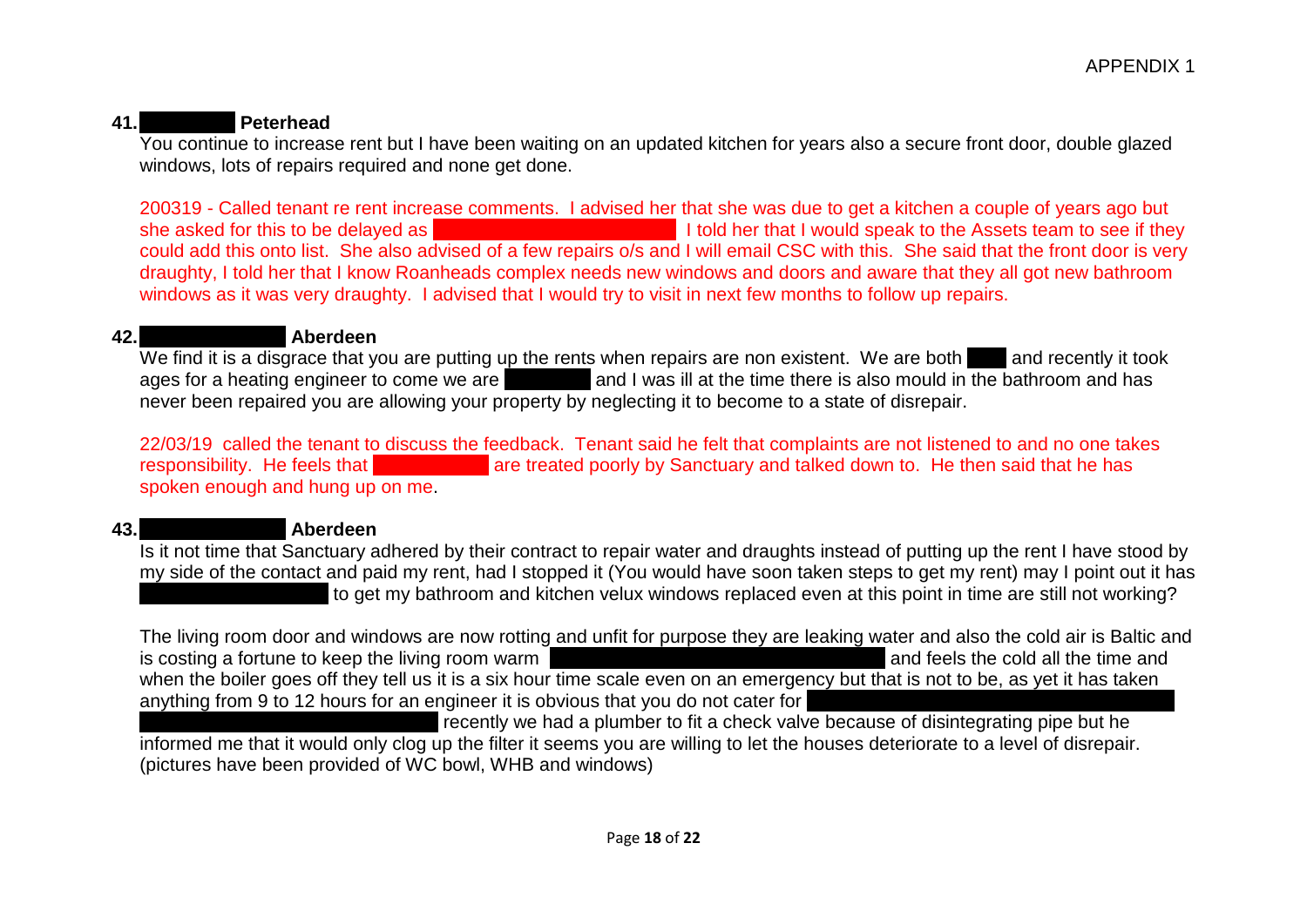**41. Peterhead**

You continue to increase rent but I have been waiting on an updated kitchen for years also a secure front door, double glazed windows, lots of repairs required and none get done.

200319 - Called tenant re rent increase comments. I advised her that she was due to get a kitchen a couple of years ago but she asked for this to be delayed as I told her that I would speak to the Assets team to see if they could add this onto list. She also advised of a few repairs o/s and I will email CSC with this. She said that the front door is very draughty, I told her that I know Roanheads complex needs new windows and doors and aware that they all got new bathroom windows as it was very draughty. I advised that I would try to visit in next few months to follow up repairs.

**42. Aberdeen**

We find it is a disgrace that you are putting up the rents when repairs are non existent. We are both and recently it took ages for a heating engineer to come we are and I was ill at the time there is also mould in the bathroom and has never been repaired you are allowing your property by neglecting it to become to a state of disrepair.

22/03/19 called the tenant to discuss the feedback. Tenant said he felt that complaints are not listened to and no one takes responsibility. He feels that are treated poorly by Sanctuary and talked down to. He then said that he has spoken enough and hung up on me.

**43. Aberdeen**

Is it not time that Sanctuary adhered by their contract to repair water and draughts instead of putting up the rent I have stood by my side of the contact and paid my rent, had I stopped it (You would have soon taken steps to get my rent) may I point out it has to get my bathroom and kitchen velux windows replaced even at this point in time are still not working?

The living room door and windows are now rotting and unfit for purpose they are leaking water and also the cold air is Baltic and is costing a fortune to keep the living room warm and feels the cold all the time and when the boiler goes off they tell us it is a six hour time scale even on an emergency but that is not to be, as yet it has taken anything from 9 to 12 hours for an engineer it is obvious that you do not cater for recently we had a plumber to fit a check valve because of disintegrating pipe but he informed me that it would only clog up the filter it seems you are willing to let the houses deteriorate to a level of disrepair. (pictures have been provided of WC bowl, WHB and windows)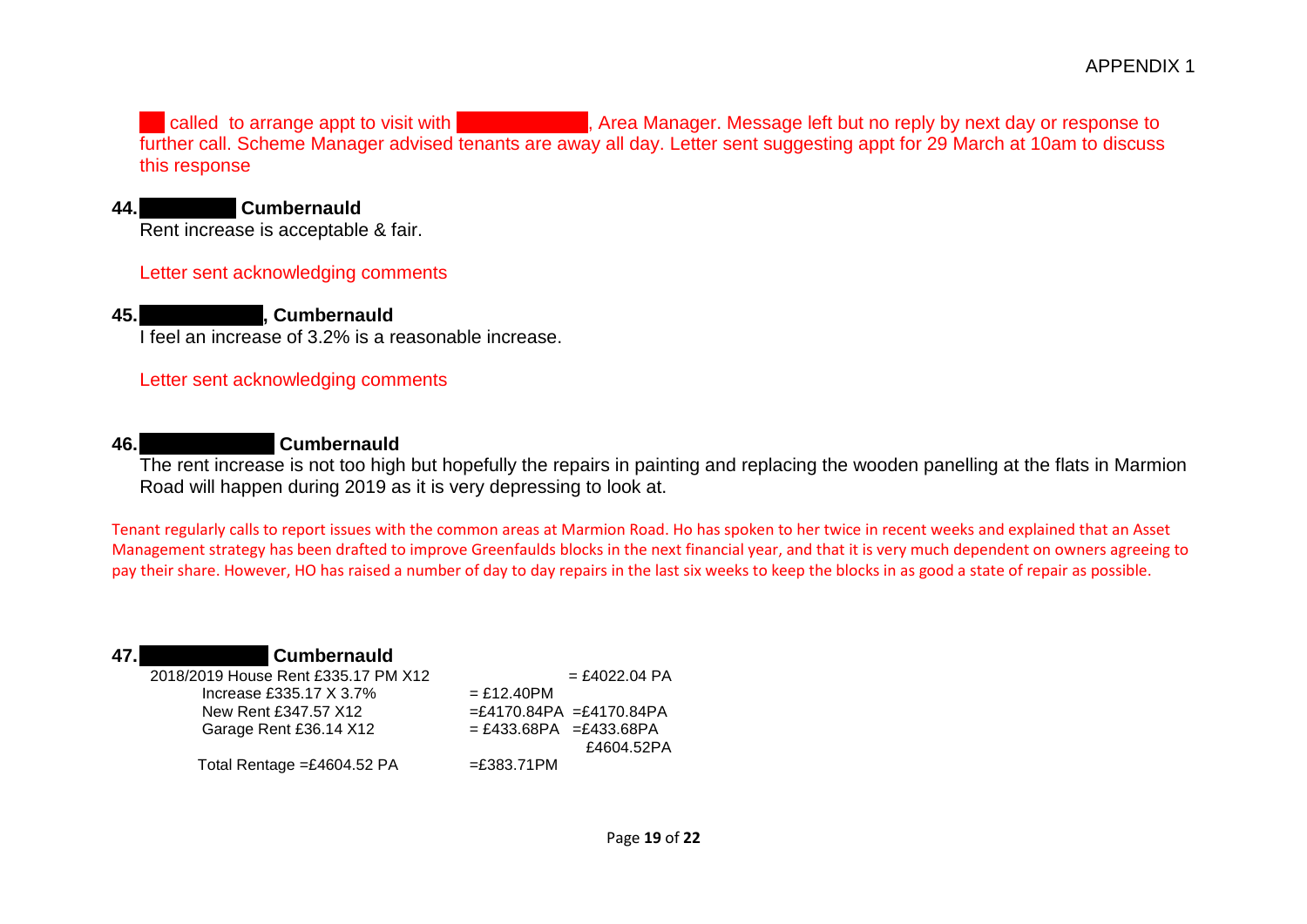called to arrange appt to visit with , Area Manager. Message left but no reply by next day or response to further call. Scheme Manager advised tenants are away all day. Letter sent suggesting appt for 29 March at 10am to discuss this response

**44. Cumbernauld**

Rent increase is acceptable & fair.

Letter sent acknowledging comments

**45. , Cumbernauld**

I feel an increase of 3.2% is a reasonable increase.

Letter sent acknowledging comments

**46. Cumbernauld**

The rent increase is not too high but hopefully the repairs in painting and replacing the wooden panelling at the flats in Marmion Road will happen during 2019 as it is very depressing to look at.

Tenant regularly calls to report issues with the common areas at Marmion Road. Ho has spoken to her twice in recent weeks and explained that an Asset Management strategy has been drafted to improve Greenfaulds blocks in the next financial year, and that it is very much dependent on owners agreeing to pay their share. However, HO has raised a number of day to day repairs in the last six weeks to keep the blocks in as good a state of repair as possible.

**47. Cumbernauld**

| | | |
|---|---|---|
| 2018/2019 House Rent £335.17 PM X12 | | = £4022.04 PA |
| Increase £335.17 X 3.7% | = £12.40PM | |
| New Rent £347.57 X12 | =£4170.84PA | =£4170.84PA |
| Garage Rent £36.14 X12 | = £433.68PA | =£433.68PA |
| | | £4604.52PA |
| Total Rentage =£4604.52 PA | =£383.71PM | |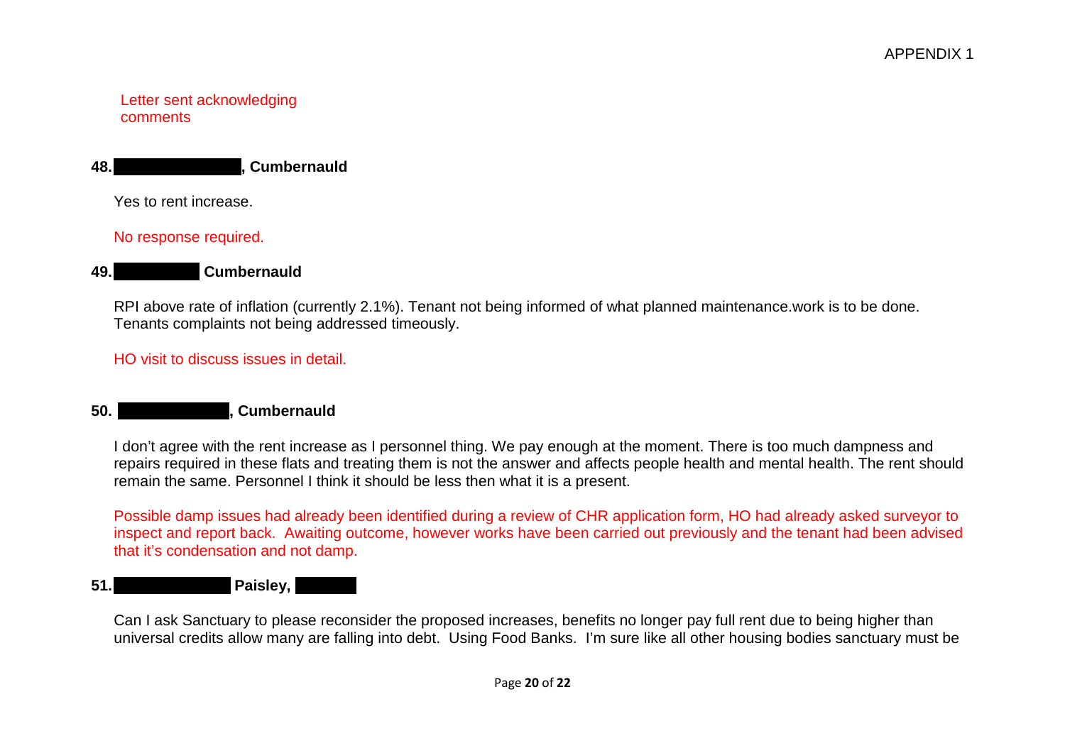Letter sent acknowledging comments

**48. ██████████, Cumbernauld**

Yes to rent increase.

No response required.

**49. ████████ Cumbernauld**

RPI above rate of inflation (currently 2.1%). Tenant not being informed of what planned maintenance.work is to be done. Tenants complaints not being addressed timeously.

HO visit to discuss issues in detail.

**50. ██████████, Cumbernauld**

I don’t agree with the rent increase as I personnel thing. We pay enough at the moment. There is too much dampness and repairs required in these flats and treating them is not the answer and affects people health and mental health. The rent should remain the same. Personnel I think it should be less then what it is a present.

Possible damp issues had already been identified during a review of CHR application form, HO had already asked surveyor to inspect and report back. Awaiting outcome, however works have been carried out previously and the tenant had been advised that it’s condensation and not damp.

**51. ██████████ Paisley, ██████**

Can I ask Sanctuary to please reconsider the proposed increases, benefits no longer pay full rent due to being higher than universal credits allow many are falling into debt. Using Food Banks. I’m sure like all other housing bodies sanctuary must be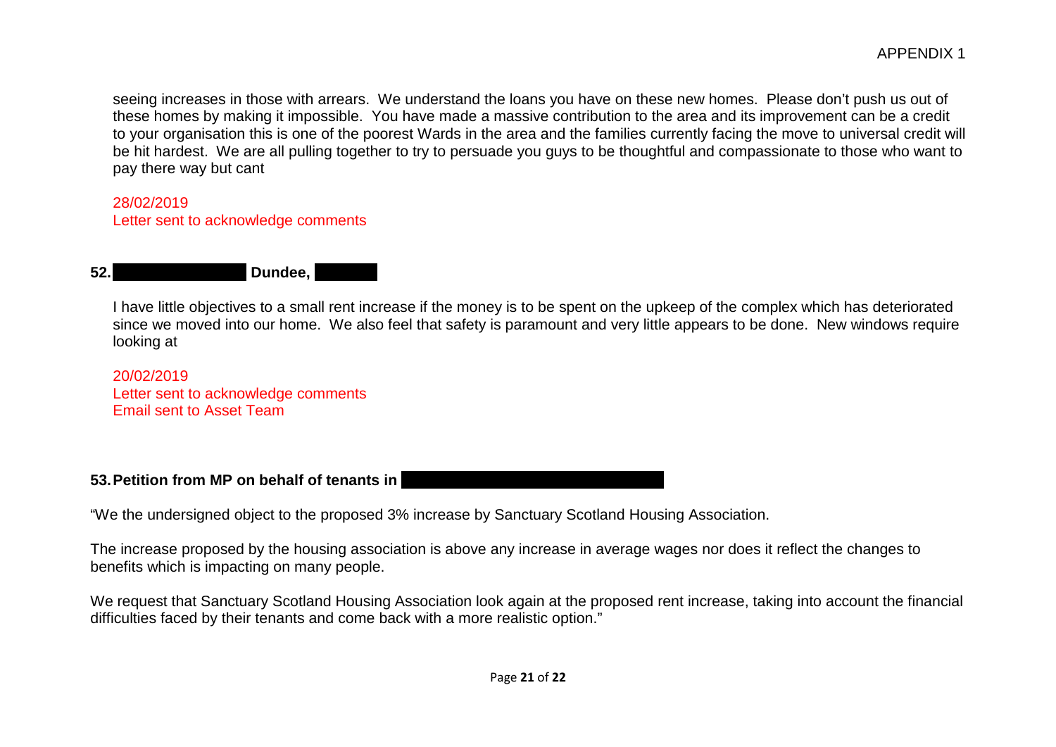seeing increases in those with arrears. We understand the loans you have on these new homes. Please don't push us out of these homes by making it impossible. You have made a massive contribution to the area and its improvement can be a credit to your organisation this is one of the poorest Wards in the area and the families currently facing the move to universal credit will be hit hardest. We are all pulling together to try to persuade you guys to be thoughtful and compassionate to those who want to pay there way but cant

28/02/2019
Letter sent to acknowledge comments

**52. Dundee,**

I have little objectives to a small rent increase if the money is to be spent on the upkeep of the complex which has deteriorated since we moved into our home. We also feel that safety is paramount and very little appears to be done. New windows require looking at

20/02/2019
Letter sent to acknowledge comments
Email sent to Asset Team

**53. Petition from MP on behalf of tenants in**

"We the undersigned object to the proposed 3% increase by Sanctuary Scotland Housing Association.

The increase proposed by the housing association is above any increase in average wages nor does it reflect the changes to benefits which is impacting on many people.

We request that Sanctuary Scotland Housing Association look again at the proposed rent increase, taking into account the financial difficulties faced by their tenants and come back with a more realistic option."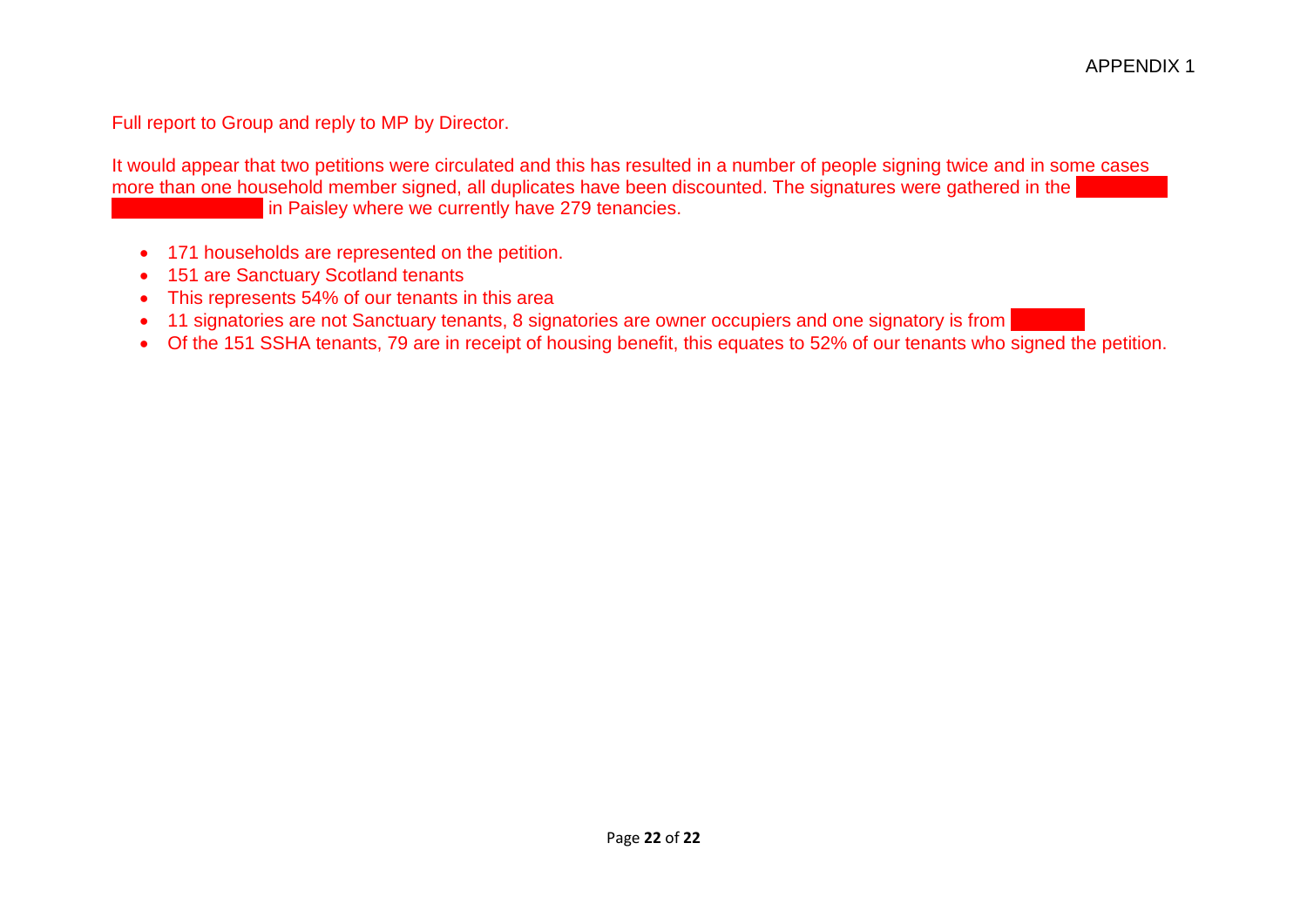APPENDIX 1

Full report to Group and reply to MP by Director.

It would appear that two petitions were circulated and this has resulted in a number of people signing twice and in some cases more than one household member signed, all duplicates have been discounted. The signatures were gathered in the [redacted] in Paisley where we currently have 279 tenancies.

- 171 households are represented on the petition.
- 151 are Sanctuary Scotland tenants
- This represents 54% of our tenants in this area
- 11 signatories are not Sanctuary tenants, 8 signatories are owner occupiers and one signatory is from [redacted]
- Of the 151 SSHA tenants, 79 are in receipt of housing benefit, this equates to 52% of our tenants who signed the petition.